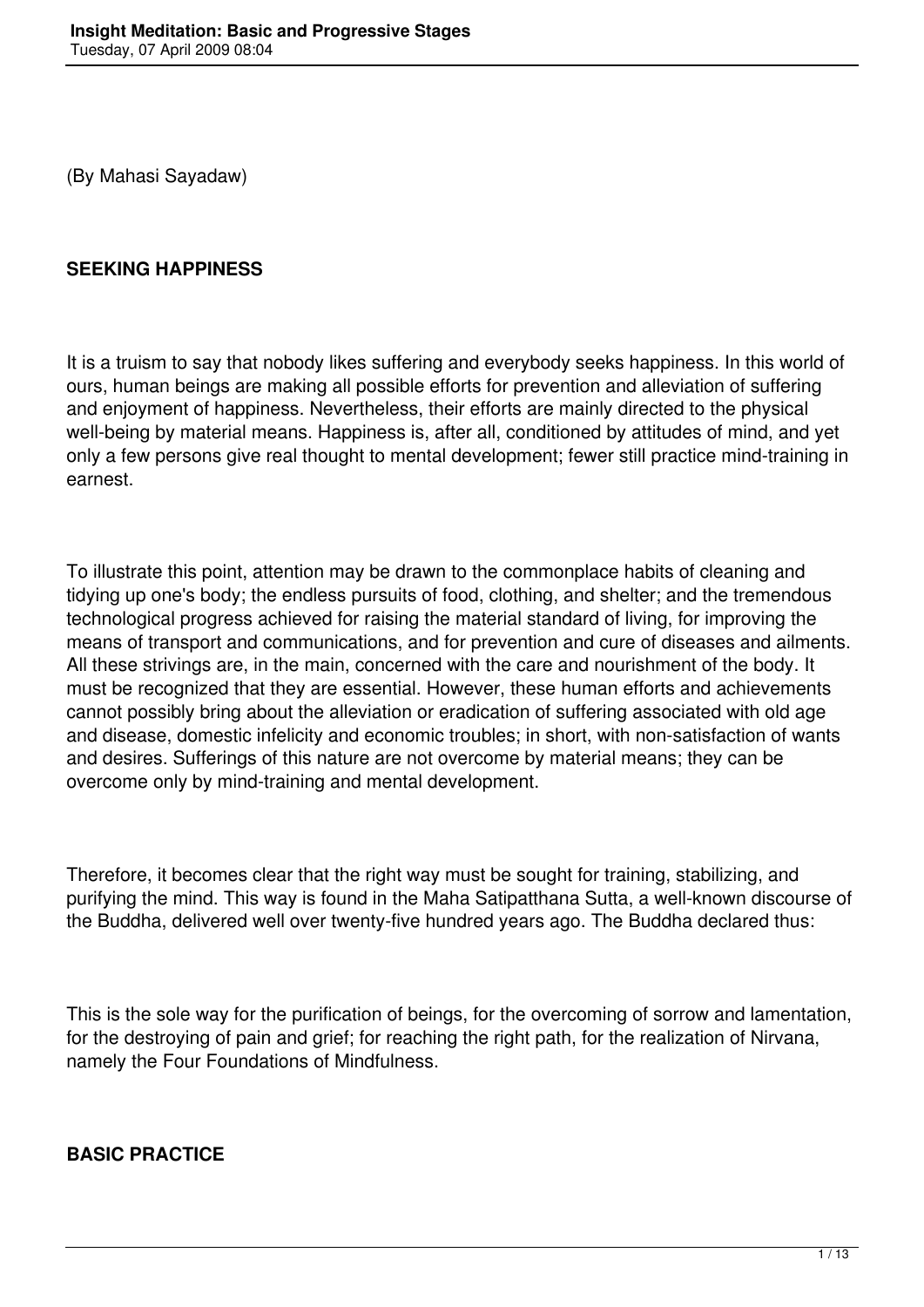(By Mahasi Sayadaw)

## SEEKING HAPPINESS

It is a truism to say that nobody likes suffering and everybody seeks happiness. In this world of ours, human beings are making all possible efforts for prevention and alleviation of suffering and enjoyment of happiness. Nevertheless, their efforts are mainly directed to the physical well-being by material means. Happiness is, after all, conditioned by attitudes of mind, and yet only a few persons give real thought to mental development; fewer still practice mind-training in earnest.

To illustrate this point, attention may be drawn to the commonplace habits of cleaning and tidying up one's body; the endless pursuits of food, clothing, and shelter; and the tremendous technological progress achieved for raising the material standard of living, for improving the means of transport and communications, and for prevention and cure of diseases and ailments. All these strivings are, in the main, concerned with the care and nourishment of the body. It must be recognized that they are essential. However, these human efforts and achievements cannot possibly bring about the alleviation or eradication of suffering associated with old age and disease, domestic infelicity and economic troubles; in short, with non-satisfaction of wants and desires. Sufferings of this nature are not overcome by material means; they can be overcome only by mind-training and mental development.

Therefore, it becomes clear that the right way must be sought for training, stabilizing, and purifying the mind. This way is found in the Maha Satipatthana Sutta, a well-known discourse of the Buddha, delivered well over twenty-five hundred years ago. The Buddha declared thus:

This is the sole way for the purification of beings, for the overcoming of sorrow and lamentation, for the destroying of pain and grief; for reaching the right path, for the realization of Nirvana, namely the Four Foundations of Mindfulness.

## BASIC PRACTICE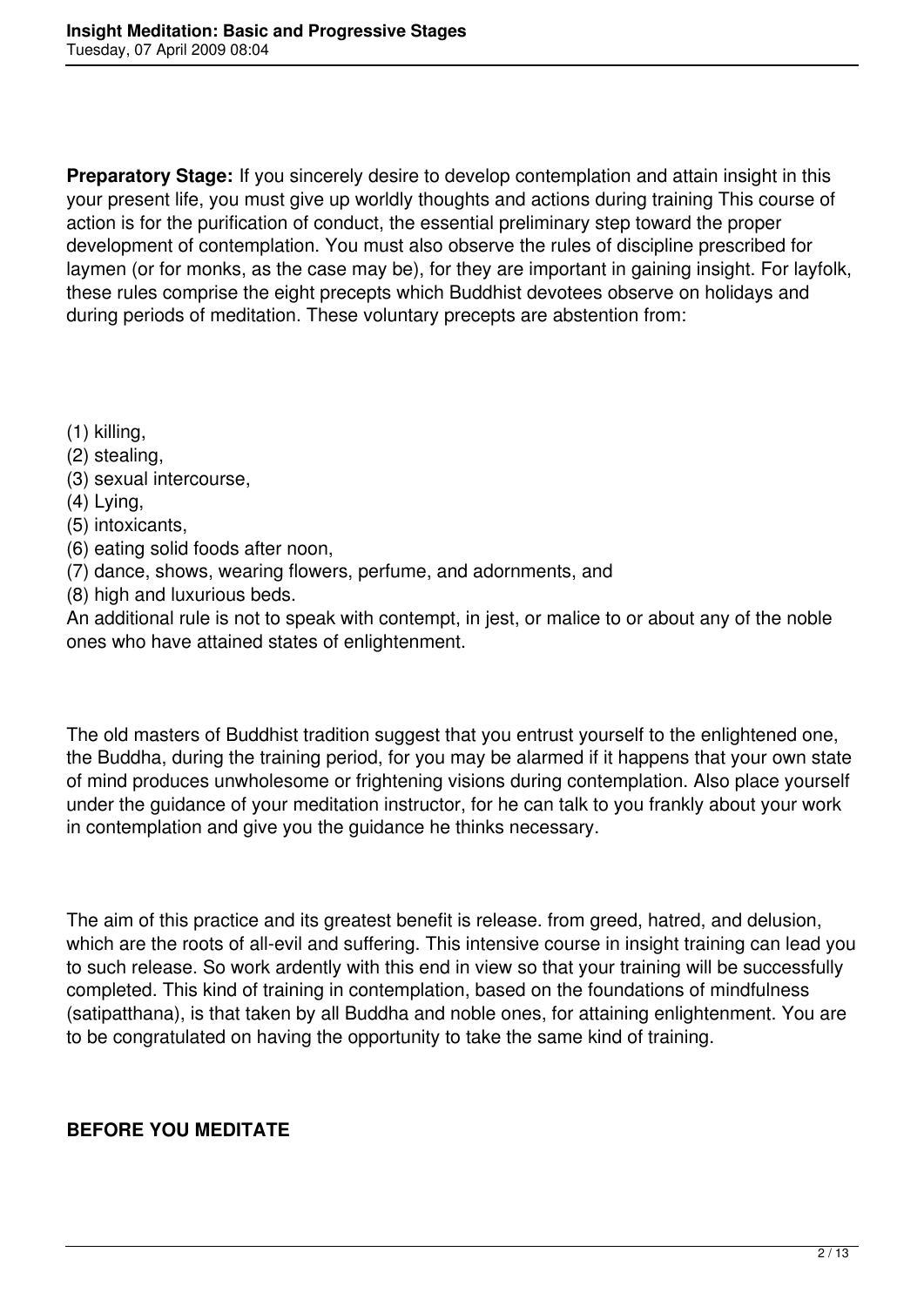**Preparatory Stage:** If you sincerely desire to develop contemplation and attain insight in this your present life, you must give up worldly thoughts and actions during training This course of action is for the purification of conduct, the essential preliminary step toward the proper development of contemplation. You must also observe the rules of discipline prescribed for laymen (or for monks, as the case may be), for they are important in gaining insight. For layfolk, these rules comprise the eight precepts which Buddhist devotees observe on holidays and during periods of meditation. These voluntary precepts are abstention from:

(1) killing,
(2) stealing,
(3) sexual intercourse,
(4) Lying,
(5) intoxicants,
(6) eating solid foods after noon,
(7) dance, shows, wearing flowers, perfume, and adornments, and
(8) high and luxurious beds.

An additional rule is not to speak with contempt, in jest, or malice to or about any of the noble ones who have attained states of enlightenment.

The old masters of Buddhist tradition suggest that you entrust yourself to the enlightened one, the Buddha, during the training period, for you may be alarmed if it happens that your own state of mind produces unwholesome or frightening visions during contemplation. Also place yourself under the guidance of your meditation instructor, for he can talk to you frankly about your work in contemplation and give you the guidance he thinks necessary.

The aim of this practice and its greatest benefit is release. from greed, hatred, and delusion, which are the roots of all-evil and suffering. This intensive course in insight training can lead you to such release. So work ardently with this end in view so that your training will be successfully completed. This kind of training in contemplation, based on the foundations of mindfulness (satipatthana), is that taken by all Buddha and noble ones, for attaining enlightenment. You are to be congratulated on having the opportunity to take the same kind of training.

**BEFORE YOU MEDITATE**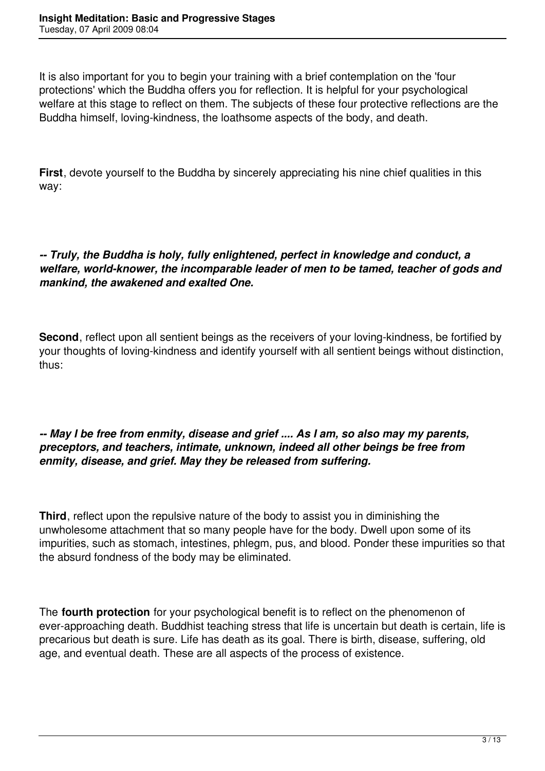It is also important for you to begin your training with a brief contemplation on the 'four protections' which the Buddha offers you for reflection. It is helpful for your psychological welfare at this stage to reflect on them. The subjects of these four protective reflections are the Buddha himself, loving-kindness, the loathsome aspects of the body, and death.

**First**, devote yourself to the Buddha by sincerely appreciating his nine chief qualities in this way:

***-- Truly, the Buddha is holy, fully enlightened, perfect in knowledge and conduct, a welfare, world-knower, the incomparable leader of men to be tamed, teacher of gods and mankind, the awakened and exalted One.***

**Second**, reflect upon all sentient beings as the receivers of your loving-kindness, be fortified by your thoughts of loving-kindness and identify yourself with all sentient beings without distinction, thus:

***-- May I be free from enmity, disease and grief .... As I am, so also may my parents, preceptors, and teachers, intimate, unknown, indeed all other beings be free from enmity, disease, and grief. May they be released from suffering.***

**Third**, reflect upon the repulsive nature of the body to assist you in diminishing the unwholesome attachment that so many people have for the body. Dwell upon some of its impurities, such as stomach, intestines, phlegm, pus, and blood. Ponder these impurities so that the absurd fondness of the body may be eliminated.

The **fourth protection** for your psychological benefit is to reflect on the phenomenon of ever-approaching death. Buddhist teaching stress that life is uncertain but death is certain, life is precarious but death is sure. Life has death as its goal. There is birth, disease, suffering, old age, and eventual death. These are all aspects of the process of existence.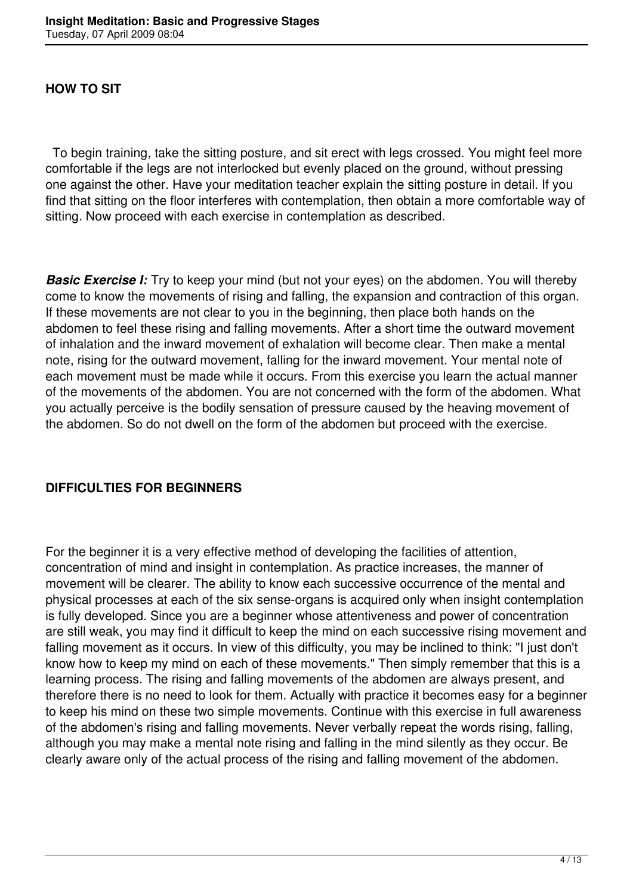## HOW TO SIT

To begin training, take the sitting posture, and sit erect with legs crossed. You might feel more comfortable if the legs are not interlocked but evenly placed on the ground, without pressing one against the other. Have your meditation teacher explain the sitting posture in detail. If you find that sitting on the floor interferes with contemplation, then obtain a more comfortable way of sitting. Now proceed with each exercise in contemplation as described.

***Basic Exercise I:*** Try to keep your mind (but not your eyes) on the abdomen. You will thereby come to know the movements of rising and falling, the expansion and contraction of this organ. If these movements are not clear to you in the beginning, then place both hands on the abdomen to feel these rising and falling movements. After a short time the outward movement of inhalation and the inward movement of exhalation will become clear. Then make a mental note, rising for the outward movement, falling for the inward movement. Your mental note of each movement must be made while it occurs. From this exercise you learn the actual manner of the movements of the abdomen. You are not concerned with the form of the abdomen. What you actually perceive is the bodily sensation of pressure caused by the heaving movement of the abdomen. So do not dwell on the form of the abdomen but proceed with the exercise.

## DIFFICULTIES FOR BEGINNERS

For the beginner it is a very effective method of developing the facilities of attention, concentration of mind and insight in contemplation. As practice increases, the manner of movement will be clearer. The ability to know each successive occurrence of the mental and physical processes at each of the six sense-organs is acquired only when insight contemplation is fully developed. Since you are a beginner whose attentiveness and power of concentration are still weak, you may find it difficult to keep the mind on each successive rising movement and falling movement as it occurs. In view of this difficulty, you may be inclined to think: "I just don't know how to keep my mind on each of these movements." Then simply remember that this is a learning process. The rising and falling movements of the abdomen are always present, and therefore there is no need to look for them. Actually with practice it becomes easy for a beginner to keep his mind on these two simple movements. Continue with this exercise in full awareness of the abdomen's rising and falling movements. Never verbally repeat the words rising, falling, although you may make a mental note rising and falling in the mind silently as they occur. Be clearly aware only of the actual process of the rising and falling movement of the abdomen.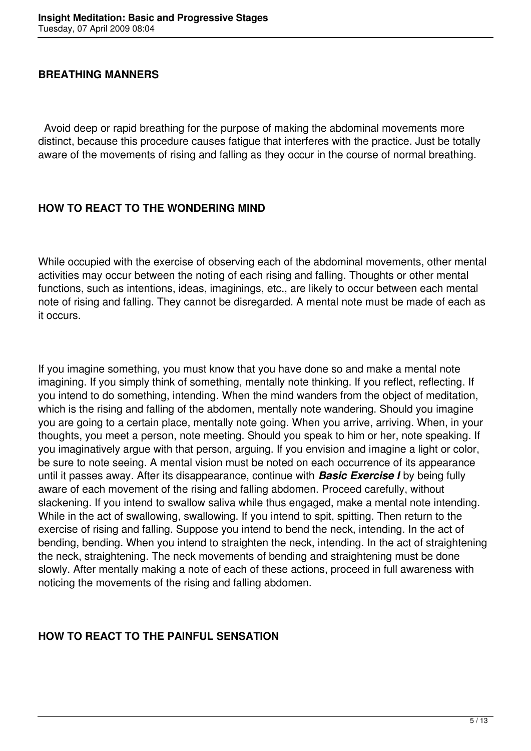## BREATHING MANNERS

Avoid deep or rapid breathing for the purpose of making the abdominal movements more distinct, because this procedure causes fatigue that interferes with the practice. Just be totally aware of the movements of rising and falling as they occur in the course of normal breathing.

## HOW TO REACT TO THE WONDERING MIND

While occupied with the exercise of observing each of the abdominal movements, other mental activities may occur between the noting of each rising and falling. Thoughts or other mental functions, such as intentions, ideas, imaginings, etc., are likely to occur between each mental note of rising and falling. They cannot be disregarded. A mental note must be made of each as it occurs.

If you imagine something, you must know that you have done so and make a mental note imagining. If you simply think of something, mentally note thinking. If you reflect, reflecting. If you intend to do something, intending. When the mind wanders from the object of meditation, which is the rising and falling of the abdomen, mentally note wandering. Should you imagine you are going to a certain place, mentally note going. When you arrive, arriving. When, in your thoughts, you meet a person, note meeting. Should you speak to him or her, note speaking. If you imaginatively argue with that person, arguing. If you envision and imagine a light or color, be sure to note seeing. A mental vision must be noted on each occurrence of its appearance until it passes away. After its disappearance, continue with ***Basic Exercise I*** by being fully aware of each movement of the rising and falling abdomen. Proceed carefully, without slackening. If you intend to swallow saliva while thus engaged, make a mental note intending. While in the act of swallowing, swallowing. If you intend to spit, spitting. Then return to the exercise of rising and falling. Suppose you intend to bend the neck, intending. In the act of bending, bending. When you intend to straighten the neck, intending. In the act of straightening the neck, straightening. The neck movements of bending and straightening must be done slowly. After mentally making a note of each of these actions, proceed in full awareness with noticing the movements of the rising and falling abdomen.

## HOW TO REACT TO THE PAINFUL SENSATION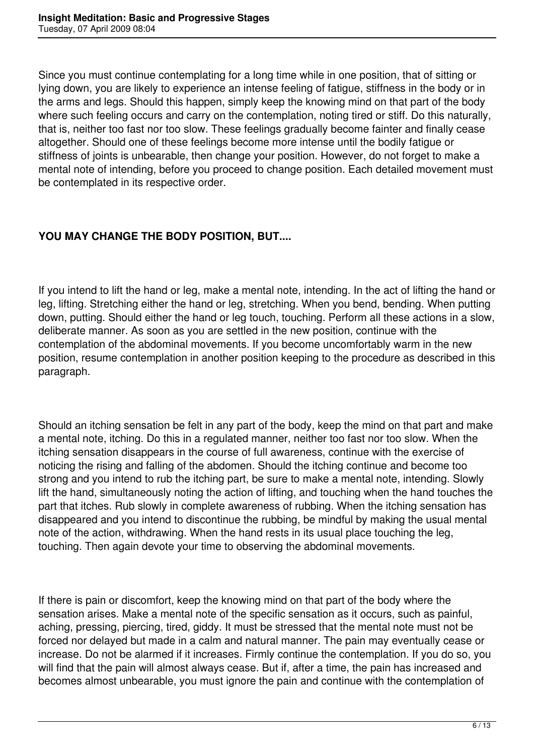Since you must continue contemplating for a long time while in one position, that of sitting or lying down, you are likely to experience an intense feeling of fatigue, stiffness in the body or in the arms and legs. Should this happen, simply keep the knowing mind on that part of the body where such feeling occurs and carry on the contemplation, noting tired or stiff. Do this naturally, that is, neither too fast nor too slow. These feelings gradually become fainter and finally cease altogether. Should one of these feelings become more intense until the bodily fatigue or stiffness of joints is unbearable, then change your position. However, do not forget to make a mental note of intending, before you proceed to change position. Each detailed movement must be contemplated in its respective order.

## YOU MAY CHANGE THE BODY POSITION, BUT....

If you intend to lift the hand or leg, make a mental note, intending. In the act of lifting the hand or leg, lifting. Stretching either the hand or leg, stretching. When you bend, bending. When putting down, putting. Should either the hand or leg touch, touching. Perform all these actions in a slow, deliberate manner. As soon as you are settled in the new position, continue with the contemplation of the abdominal movements. If you become uncomfortably warm in the new position, resume contemplation in another position keeping to the procedure as described in this paragraph.

Should an itching sensation be felt in any part of the body, keep the mind on that part and make a mental note, itching. Do this in a regulated manner, neither too fast nor too slow. When the itching sensation disappears in the course of full awareness, continue with the exercise of noticing the rising and falling of the abdomen. Should the itching continue and become too strong and you intend to rub the itching part, be sure to make a mental note, intending. Slowly lift the hand, simultaneously noting the action of lifting, and touching when the hand touches the part that itches. Rub slowly in complete awareness of rubbing. When the itching sensation has disappeared and you intend to discontinue the rubbing, be mindful by making the usual mental note of the action, withdrawing. When the hand rests in its usual place touching the leg, touching. Then again devote your time to observing the abdominal movements.

If there is pain or discomfort, keep the knowing mind on that part of the body where the sensation arises. Make a mental note of the specific sensation as it occurs, such as painful, aching, pressing, piercing, tired, giddy. It must be stressed that the mental note must not be forced nor delayed but made in a calm and natural manner. The pain may eventually cease or increase. Do not be alarmed if it increases. Firmly continue the contemplation. If you do so, you will find that the pain will almost always cease. But if, after a time, the pain has increased and becomes almost unbearable, you must ignore the pain and continue with the contemplation of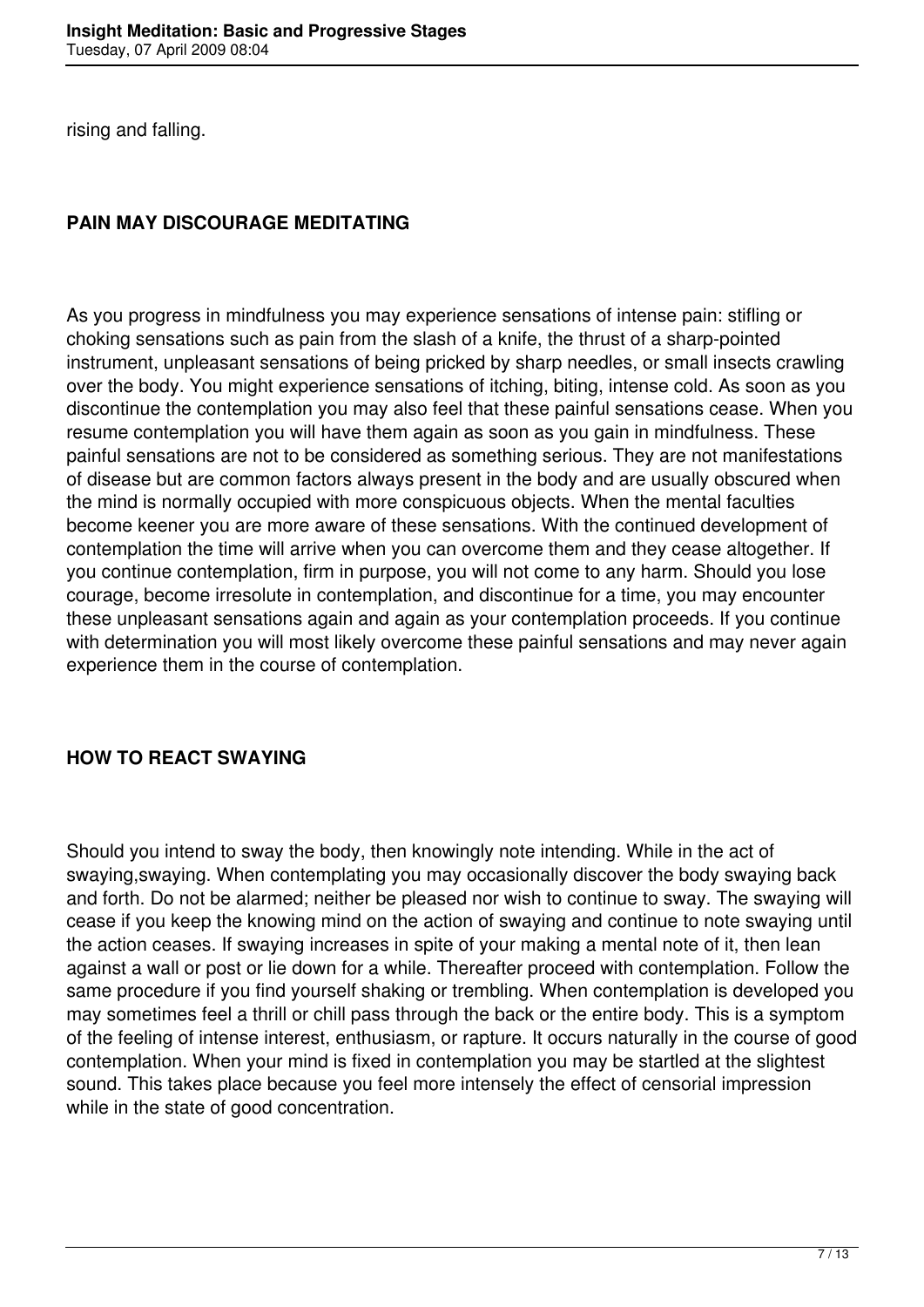rising and falling.

## PAIN MAY DISCOURAGE MEDITATING

As you progress in mindfulness you may experience sensations of intense pain: stifling or choking sensations such as pain from the slash of a knife, the thrust of a sharp-pointed instrument, unpleasant sensations of being pricked by sharp needles, or small insects crawling over the body. You might experience sensations of itching, biting, intense cold. As soon as you discontinue the contemplation you may also feel that these painful sensations cease. When you resume contemplation you will have them again as soon as you gain in mindfulness. These painful sensations are not to be considered as something serious. They are not manifestations of disease but are common factors always present in the body and are usually obscured when the mind is normally occupied with more conspicuous objects. When the mental faculties become keener you are more aware of these sensations. With the continued development of contemplation the time will arrive when you can overcome them and they cease altogether. If you continue contemplation, firm in purpose, you will not come to any harm. Should you lose courage, become irresolute in contemplation, and discontinue for a time, you may encounter these unpleasant sensations again and again as your contemplation proceeds. If you continue with determination you will most likely overcome these painful sensations and may never again experience them in the course of contemplation.

## HOW TO REACT SWAYING

Should you intend to sway the body, then knowingly note intending. While in the act of swaying,swaying. When contemplating you may occasionally discover the body swaying back and forth. Do not be alarmed; neither be pleased nor wish to continue to sway. The swaying will cease if you keep the knowing mind on the action of swaying and continue to note swaying until the action ceases. If swaying increases in spite of your making a mental note of it, then lean against a wall or post or lie down for a while. Thereafter proceed with contemplation. Follow the same procedure if you find yourself shaking or trembling. When contemplation is developed you may sometimes feel a thrill or chill pass through the back or the entire body. This is a symptom of the feeling of intense interest, enthusiasm, or rapture. It occurs naturally in the course of good contemplation. When your mind is fixed in contemplation you may be startled at the slightest sound. This takes place because you feel more intensely the effect of censorial impression while in the state of good concentration.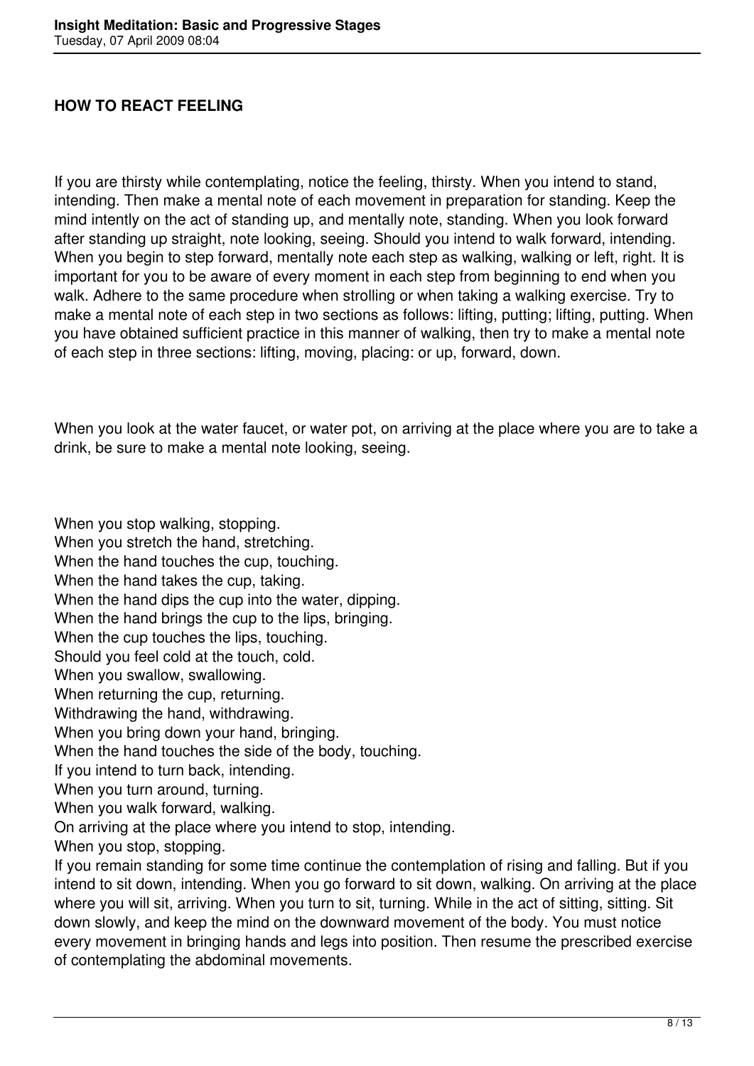**HOW TO REACT FEELING**

If you are thirsty while contemplating, notice the feeling, thirsty. When you intend to stand, intending. Then make a mental note of each movement in preparation for standing. Keep the mind intently on the act of standing up, and mentally note, standing. When you look forward after standing up straight, note looking, seeing. Should you intend to walk forward, intending. When you begin to step forward, mentally note each step as walking, walking or left, right. It is important for you to be aware of every moment in each step from beginning to end when you walk. Adhere to the same procedure when strolling or when taking a walking exercise. Try to make a mental note of each step in two sections as follows: lifting, putting; lifting, putting. When you have obtained sufficient practice in this manner of walking, then try to make a mental note of each step in three sections: lifting, moving, placing: or up, forward, down.

When you look at the water faucet, or water pot, on arriving at the place where you are to take a drink, be sure to make a mental note looking, seeing.

When you stop walking, stopping.
When you stretch the hand, stretching.
When the hand touches the cup, touching.
When the hand takes the cup, taking.
When the hand dips the cup into the water, dipping.
When the hand brings the cup to the lips, bringing.
When the cup touches the lips, touching.
Should you feel cold at the touch, cold.
When you swallow, swallowing.
When returning the cup, returning.
Withdrawing the hand, withdrawing.
When you bring down your hand, bringing.
When the hand touches the side of the body, touching.
If you intend to turn back, intending.
When you turn around, turning.
When you walk forward, walking.
On arriving at the place where you intend to stop, intending.
When you stop, stopping.
If you remain standing for some time continue the contemplation of rising and falling. But if you intend to sit down, intending. When you go forward to sit down, walking. On arriving at the place where you will sit, arriving. When you turn to sit, turning. While in the act of sitting, sitting. Sit down slowly, and keep the mind on the downward movement of the body. You must notice every movement in bringing hands and legs into position. Then resume the prescribed exercise of contemplating the abdominal movements.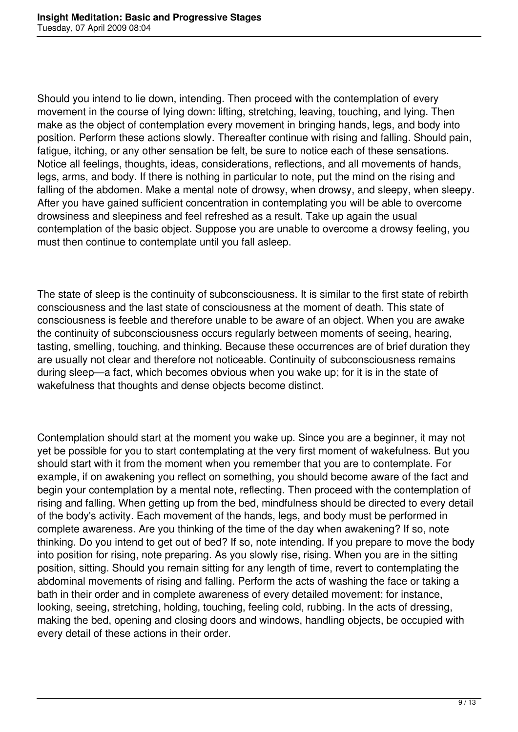Should you intend to lie down, intending. Then proceed with the contemplation of every movement in the course of lying down: lifting, stretching, leaving, touching, and lying. Then make as the object of contemplation every movement in bringing hands, legs, and body into position. Perform these actions slowly. Thereafter continue with rising and falling. Should pain, fatigue, itching, or any other sensation be felt, be sure to notice each of these sensations. Notice all feelings, thoughts, ideas, considerations, reflections, and all movements of hands, legs, arms, and body. If there is nothing in particular to note, put the mind on the rising and falling of the abdomen. Make a mental note of drowsy, when drowsy, and sleepy, when sleepy. After you have gained sufficient concentration in contemplating you will be able to overcome drowsiness and sleepiness and feel refreshed as a result. Take up again the usual contemplation of the basic object. Suppose you are unable to overcome a drowsy feeling, you must then continue to contemplate until you fall asleep.

The state of sleep is the continuity of subconsciousness. It is similar to the first state of rebirth consciousness and the last state of consciousness at the moment of death. This state of consciousness is feeble and therefore unable to be aware of an object. When you are awake the continuity of subconsciousness occurs regularly between moments of seeing, hearing, tasting, smelling, touching, and thinking. Because these occurrences are of brief duration they are usually not clear and therefore not noticeable. Continuity of subconsciousness remains during sleep—a fact, which becomes obvious when you wake up; for it is in the state of wakefulness that thoughts and dense objects become distinct.

Contemplation should start at the moment you wake up. Since you are a beginner, it may not yet be possible for you to start contemplating at the very first moment of wakefulness. But you should start with it from the moment when you remember that you are to contemplate. For example, if on awakening you reflect on something, you should become aware of the fact and begin your contemplation by a mental note, reflecting. Then proceed with the contemplation of rising and falling. When getting up from the bed, mindfulness should be directed to every detail of the body's activity. Each movement of the hands, legs, and body must be performed in complete awareness. Are you thinking of the time of the day when awakening? If so, note thinking. Do you intend to get out of bed? If so, note intending. If you prepare to move the body into position for rising, note preparing. As you slowly rise, rising. When you are in the sitting position, sitting. Should you remain sitting for any length of time, revert to contemplating the abdominal movements of rising and falling. Perform the acts of washing the face or taking a bath in their order and in complete awareness of every detailed movement; for instance, looking, seeing, stretching, holding, touching, feeling cold, rubbing. In the acts of dressing, making the bed, opening and closing doors and windows, handling objects, be occupied with every detail of these actions in their order.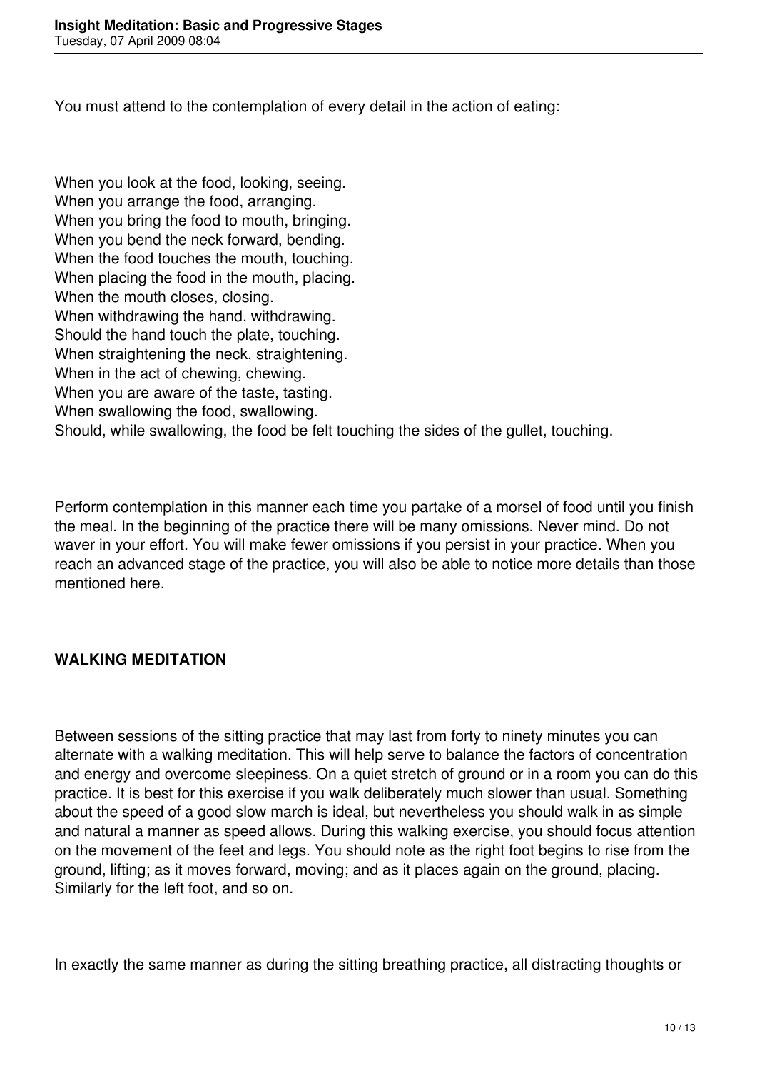You must attend to the contemplation of every detail in the action of eating:

When you look at the food, looking, seeing.
When you arrange the food, arranging.
When you bring the food to mouth, bringing.
When you bend the neck forward, bending.
When the food touches the mouth, touching.
When placing the food in the mouth, placing.
When the mouth closes, closing.
When withdrawing the hand, withdrawing.
Should the hand touch the plate, touching.
When straightening the neck, straightening.
When in the act of chewing, chewing.
When you are aware of the taste, tasting.
When swallowing the food, swallowing.
Should, while swallowing, the food be felt touching the sides of the gullet, touching.

Perform contemplation in this manner each time you partake of a morsel of food until you finish the meal. In the beginning of the practice there will be many omissions. Never mind. Do not waver in your effort. You will make fewer omissions if you persist in your practice. When you reach an advanced stage of the practice, you will also be able to notice more details than those mentioned here.

## WALKING MEDITATION

Between sessions of the sitting practice that may last from forty to ninety minutes you can alternate with a walking meditation. This will help serve to balance the factors of concentration and energy and overcome sleepiness. On a quiet stretch of ground or in a room you can do this practice. It is best for this exercise if you walk deliberately much slower than usual. Something about the speed of a good slow march is ideal, but nevertheless you should walk in as simple and natural a manner as speed allows. During this walking exercise, you should focus attention on the movement of the feet and legs. You should note as the right foot begins to rise from the ground, lifting; as it moves forward, moving; and as it places again on the ground, placing. Similarly for the left foot, and so on.

In exactly the same manner as during the sitting breathing practice, all distracting thoughts or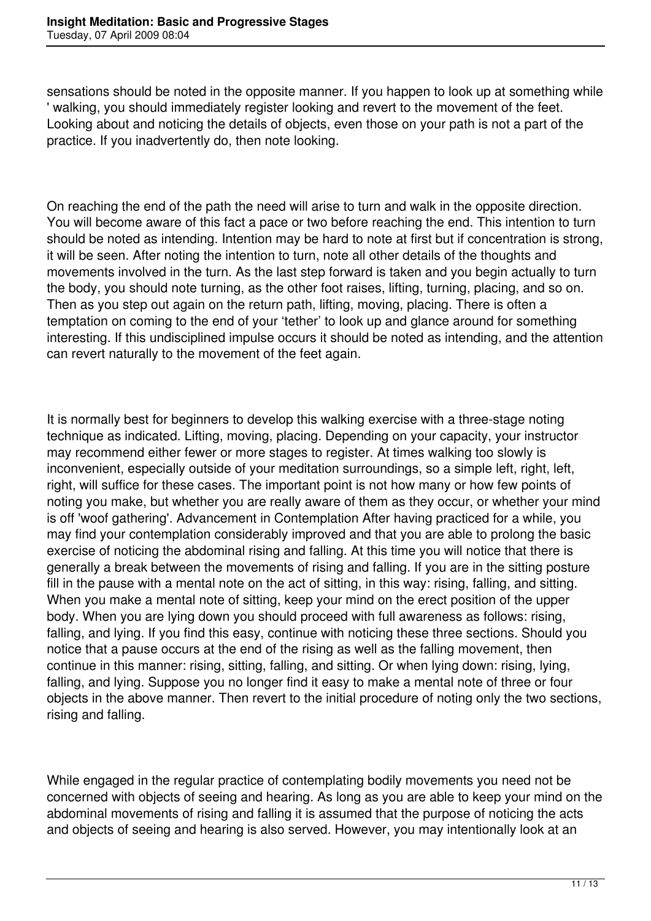sensations should be noted in the opposite manner. If you happen to look up at something while ' walking, you should immediately register looking and revert to the movement of the feet. Looking about and noticing the details of objects, even those on your path is not a part of the practice. If you inadvertently do, then note looking.

On reaching the end of the path the need will arise to turn and walk in the opposite direction. You will become aware of this fact a pace or two before reaching the end. This intention to turn should be noted as intending. Intention may be hard to note at first but if concentration is strong, it will be seen. After noting the intention to turn, note all other details of the thoughts and movements involved in the turn. As the last step forward is taken and you begin actually to turn the body, you should note turning, as the other foot raises, lifting, turning, placing, and so on. Then as you step out again on the return path, lifting, moving, placing. There is often a temptation on coming to the end of your 'tether' to look up and glance around for something interesting. If this undisciplined impulse occurs it should be noted as intending, and the attention can revert naturally to the movement of the feet again.

It is normally best for beginners to develop this walking exercise with a three-stage noting technique as indicated. Lifting, moving, placing. Depending on your capacity, your instructor may recommend either fewer or more stages to register. At times walking too slowly is inconvenient, especially outside of your meditation surroundings, so a simple left, right, left, right, will suffice for these cases. The important point is not how many or how few points of noting you make, but whether you are really aware of them as they occur, or whether your mind is off 'woof gathering'. Advancement in Contemplation After having practiced for a while, you may find your contemplation considerably improved and that you are able to prolong the basic exercise of noticing the abdominal rising and falling. At this time you will notice that there is generally a break between the movements of rising and falling. If you are in the sitting posture fill in the pause with a mental note on the act of sitting, in this way: rising, falling, and sitting. When you make a mental note of sitting, keep your mind on the erect position of the upper body. When you are lying down you should proceed with full awareness as follows: rising, falling, and lying. If you find this easy, continue with noticing these three sections. Should you notice that a pause occurs at the end of the rising as well as the falling movement, then continue in this manner: rising, sitting, falling, and sitting. Or when lying down: rising, lying, falling, and lying. Suppose you no longer find it easy to make a mental note of three or four objects in the above manner. Then revert to the initial procedure of noting only the two sections, rising and falling.

While engaged in the regular practice of contemplating bodily movements you need not be concerned with objects of seeing and hearing. As long as you are able to keep your mind on the abdominal movements of rising and falling it is assumed that the purpose of noticing the acts and objects of seeing and hearing is also served. However, you may intentionally look at an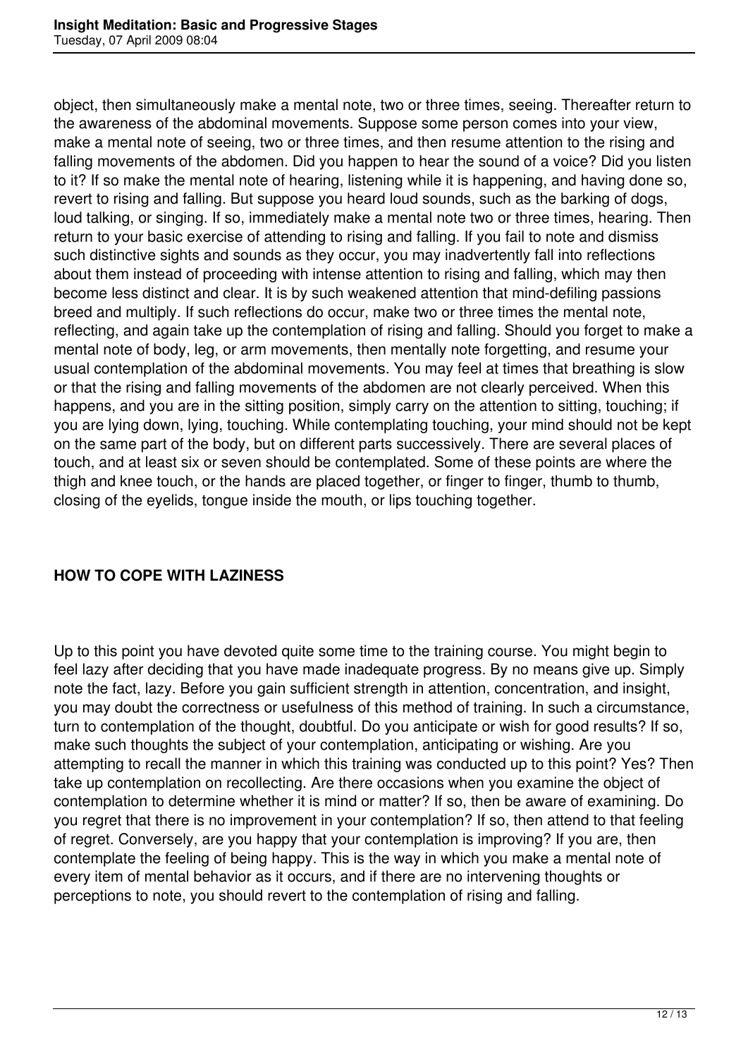object, then simultaneously make a mental note, two or three times, seeing. Thereafter return to the awareness of the abdominal movements. Suppose some person comes into your view, make a mental note of seeing, two or three times, and then resume attention to the rising and falling movements of the abdomen. Did you happen to hear the sound of a voice? Did you listen to it? If so make the mental note of hearing, listening while it is happening, and having done so, revert to rising and falling. But suppose you heard loud sounds, such as the barking of dogs, loud talking, or singing. If so, immediately make a mental note two or three times, hearing. Then return to your basic exercise of attending to rising and falling. If you fail to note and dismiss such distinctive sights and sounds as they occur, you may inadvertently fall into reflections about them instead of proceeding with intense attention to rising and falling, which may then become less distinct and clear. It is by such weakened attention that mind-defiling passions breed and multiply. If such reflections do occur, make two or three times the mental note, reflecting, and again take up the contemplation of rising and falling. Should you forget to make a mental note of body, leg, or arm movements, then mentally note forgetting, and resume your usual contemplation of the abdominal movements. You may feel at times that breathing is slow or that the rising and falling movements of the abdomen are not clearly perceived. When this happens, and you are in the sitting position, simply carry on the attention to sitting, touching; if you are lying down, lying, touching. While contemplating touching, your mind should not be kept on the same part of the body, but on different parts successively. There are several places of touch, and at least six or seven should be contemplated. Some of these points are where the thigh and knee touch, or the hands are placed together, or finger to finger, thumb to thumb, closing of the eyelids, tongue inside the mouth, or lips touching together.

## HOW TO COPE WITH LAZINESS

Up to this point you have devoted quite some time to the training course. You might begin to feel lazy after deciding that you have made inadequate progress. By no means give up. Simply note the fact, lazy. Before you gain sufficient strength in attention, concentration, and insight, you may doubt the correctness or usefulness of this method of training. In such a circumstance, turn to contemplation of the thought, doubtful. Do you anticipate or wish for good results? If so, make such thoughts the subject of your contemplation, anticipating or wishing. Are you attempting to recall the manner in which this training was conducted up to this point? Yes? Then take up contemplation on recollecting. Are there occasions when you examine the object of contemplation to determine whether it is mind or matter? If so, then be aware of examining. Do you regret that there is no improvement in your contemplation? If so, then attend to that feeling of regret. Conversely, are you happy that your contemplation is improving? If you are, then contemplate the feeling of being happy. This is the way in which you make a mental note of every item of mental behavior as it occurs, and if there are no intervening thoughts or perceptions to note, you should revert to the contemplation of rising and falling.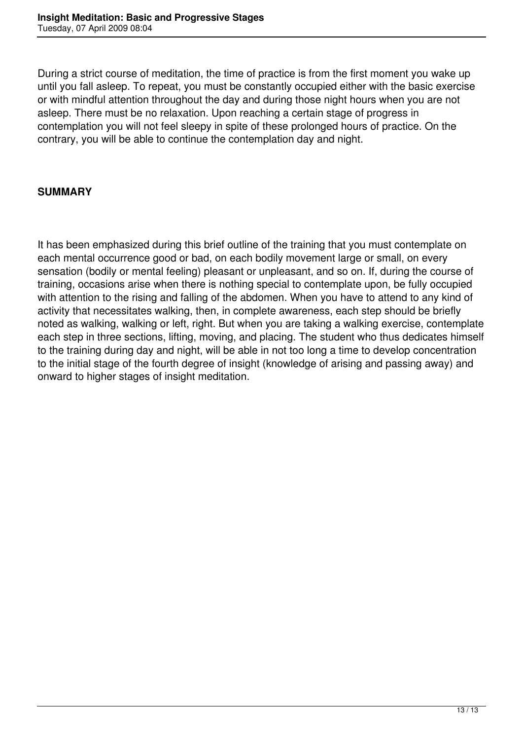During a strict course of meditation, the time of practice is from the first moment you wake up until you fall asleep. To repeat, you must be constantly occupied either with the basic exercise or with mindful attention throughout the day and during those night hours when you are not asleep. There must be no relaxation. Upon reaching a certain stage of progress in contemplation you will not feel sleepy in spite of these prolonged hours of practice. On the contrary, you will be able to continue the contemplation day and night.

## SUMMARY

It has been emphasized during this brief outline of the training that you must contemplate on each mental occurrence good or bad, on each bodily movement large or small, on every sensation (bodily or mental feeling) pleasant or unpleasant, and so on. If, during the course of training, occasions arise when there is nothing special to contemplate upon, be fully occupied with attention to the rising and falling of the abdomen. When you have to attend to any kind of activity that necessitates walking, then, in complete awareness, each step should be briefly noted as walking, walking or left, right. But when you are taking a walking exercise, contemplate each step in three sections, lifting, moving, and placing. The student who thus dedicates himself to the training during day and night, will be able in not too long a time to develop concentration to the initial stage of the fourth degree of insight (knowledge of arising and passing away) and onward to higher stages of insight meditation.